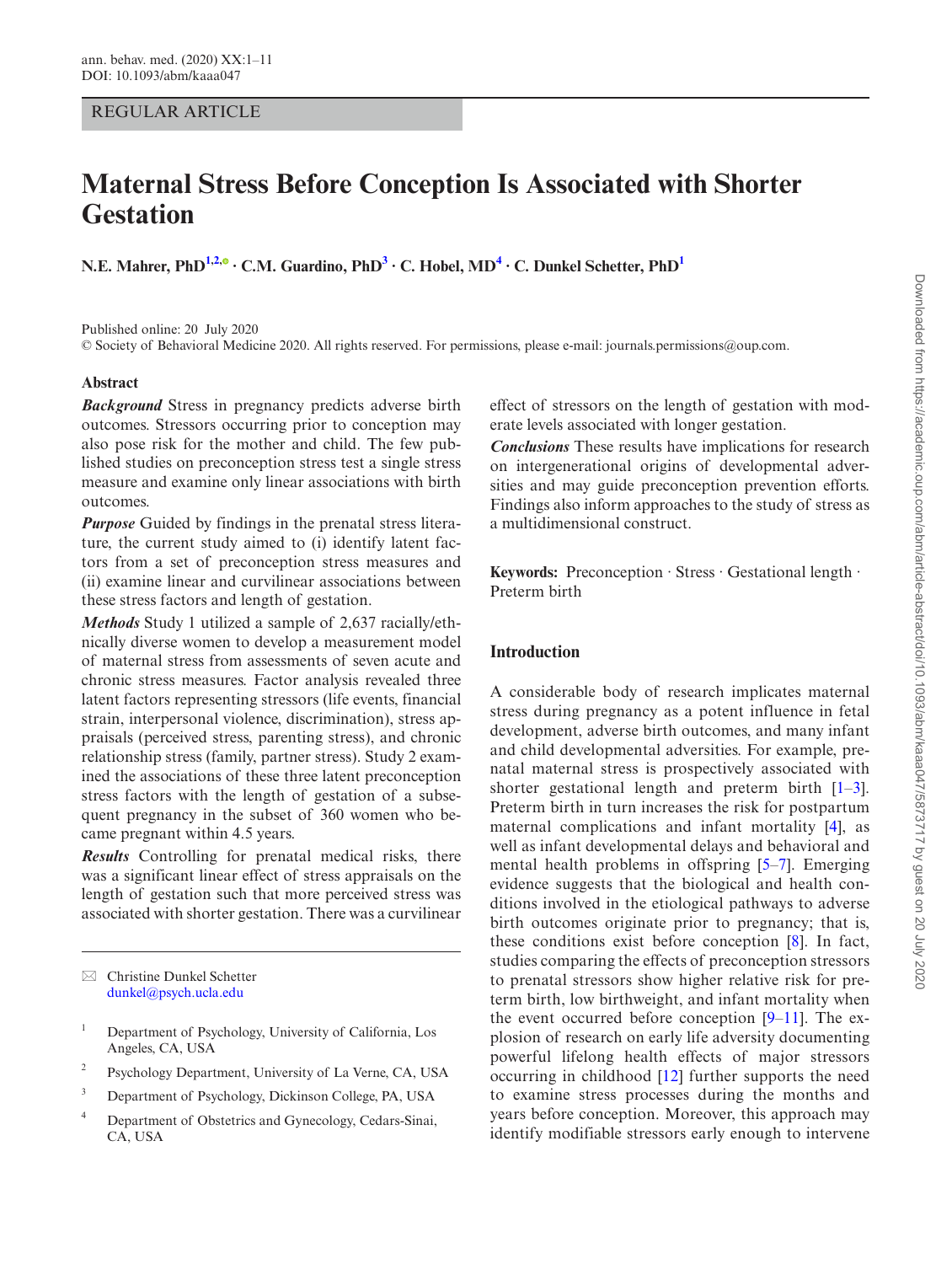REGULAR ARTICLE

# Maternal Stress Before Conception Is Associated with Shorter Gestation

**N.E. Mahrer, PhD[1,2] · C.M. Guardino, PhD[3] · C. Hobel, MD[4] · C. Dunkel Schetter, PhD[1]**

Published online: 20 July 2020
© Society of Behavioral Medicine 2020. All rights reserved. For permissions, please e-mail: journals.permissions@oup.com.

## Abstract

***Background*** Stress in pregnancy predicts adverse birth outcomes. Stressors occurring prior to conception may also pose risk for the mother and child. The few published studies on preconception stress test a single stress measure and examine only linear associations with birth outcomes.

***Purpose*** Guided by findings in the prenatal stress literature, the current study aimed to (i) identify latent factors from a set of preconception stress measures and (ii) examine linear and curvilinear associations between these stress factors and length of gestation.

***Methods*** Study 1 utilized a sample of 2,637 racially/ethnically diverse women to develop a measurement model of maternal stress from assessments of seven acute and chronic stress measures. Factor analysis revealed three latent factors representing stressors (life events, financial strain, interpersonal violence, discrimination), stress appraisals (perceived stress, parenting stress), and chronic relationship stress (family, partner stress). Study 2 examined the associations of these three latent preconception stress factors with the length of gestation of a subsequent pregnancy in the subset of 360 women who became pregnant within 4.5 years.

***Results*** Controlling for prenatal medical risks, there was a significant linear effect of stress appraisals on the length of gestation such that more perceived stress was associated with shorter gestation. There was a curvilinear effect of stressors on the length of gestation with moderate levels associated with longer gestation.

***Conclusions*** These results have implications for research on intergenerational origins of developmental adversities and may guide preconception prevention efforts. Findings also inform approaches to the study of stress as a multidimensional construct.

**Keywords:** Preconception · Stress · Gestational length · Preterm birth

✉ Christine Dunkel Schetter
dunkel@psych.ucla.edu

[1] Department of Psychology, University of California, Los Angeles, CA, USA

[2] Psychology Department, University of La Verne, CA, USA

[3] Department of Psychology, Dickinson College, PA, USA

[4] Department of Obstetrics and Gynecology, Cedars-Sinai, CA, USA

## Introduction

A considerable body of research implicates maternal stress during pregnancy as a potent influence in fetal development, adverse birth outcomes, and many infant and child developmental adversities. For example, prenatal maternal stress is prospectively associated with shorter gestational length and preterm birth [1–3]. Preterm birth in turn increases the risk for postpartum maternal complications and infant mortality [4], as well as infant developmental delays and behavioral and mental health problems in offspring [5–7]. Emerging evidence suggests that the biological and health conditions involved in the etiological pathways to adverse birth outcomes originate prior to pregnancy; that is, these conditions exist before conception [8]. In fact, studies comparing the effects of preconception stressors to prenatal stressors show higher relative risk for preterm birth, low birthweight, and infant mortality when the event occurred before conception [9–11]. The explosion of research on early life adversity documenting powerful lifelong health effects of major stressors occurring in childhood [12] further supports the need to examine stress processes during the months and years before conception. Moreover, this approach may identify modifiable stressors early enough to intervene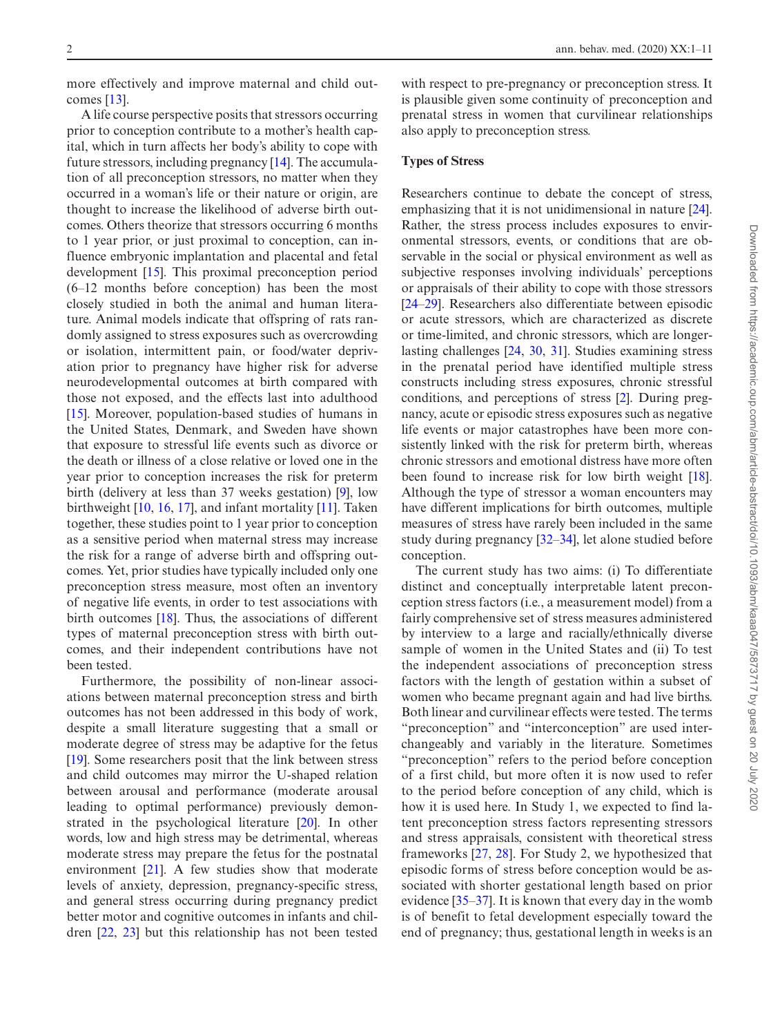more effectively and improve maternal and child outcomes [13].

A life course perspective posits that stressors occurring prior to conception contribute to a mother's health capital, which in turn affects her body's ability to cope with future stressors, including pregnancy [14]. The accumulation of all preconception stressors, no matter when they occurred in a woman's life or their nature or origin, are thought to increase the likelihood of adverse birth outcomes. Others theorize that stressors occurring 6 months to 1 year prior, or just proximal to conception, can influence embryonic implantation and placental and fetal development [15]. This proximal preconception period (6–12 months before conception) has been the most closely studied in both the animal and human literature. Animal models indicate that offspring of rats randomly assigned to stress exposures such as overcrowding or isolation, intermittent pain, or food/water deprivation prior to pregnancy have higher risk for adverse neurodevelopmental outcomes at birth compared with those not exposed, and the effects last into adulthood [15]. Moreover, population-based studies of humans in the United States, Denmark, and Sweden have shown that exposure to stressful life events such as divorce or the death or illness of a close relative or loved one in the year prior to conception increases the risk for preterm birth (delivery at less than 37 weeks gestation) [9], low birthweight [10, 16, 17], and infant mortality [11]. Taken together, these studies point to 1 year prior to conception as a sensitive period when maternal stress may increase the risk for a range of adverse birth and offspring outcomes. Yet, prior studies have typically included only one preconception stress measure, most often an inventory of negative life events, in order to test associations with birth outcomes [18]. Thus, the associations of different types of maternal preconception stress with birth outcomes, and their independent contributions have not been tested.

Furthermore, the possibility of non-linear associations between maternal preconception stress and birth outcomes has not been addressed in this body of work, despite a small literature suggesting that a small or moderate degree of stress may be adaptive for the fetus [19]. Some researchers posit that the link between stress and child outcomes may mirror the U-shaped relation between arousal and performance (moderate arousal leading to optimal performance) previously demonstrated in the psychological literature [20]. In other words, low and high stress may be detrimental, whereas moderate stress may prepare the fetus for the postnatal environment [21]. A few studies show that moderate levels of anxiety, depression, pregnancy-specific stress, and general stress occurring during pregnancy predict better motor and cognitive outcomes in infants and children [22, 23] but this relationship has not been tested with respect to pre-pregnancy or preconception stress. It is plausible given some continuity of preconception and prenatal stress in women that curvilinear relationships also apply to preconception stress.

## Types of Stress

Researchers continue to debate the concept of stress, emphasizing that it is not unidimensional in nature [24]. Rather, the stress process includes exposures to environmental stressors, events, or conditions that are observable in the social or physical environment as well as subjective responses involving individuals' perceptions or appraisals of their ability to cope with those stressors [24–29]. Researchers also differentiate between episodic or acute stressors, which are characterized as discrete or time-limited, and chronic stressors, which are longer-lasting challenges [24, 30, 31]. Studies examining stress in the prenatal period have identified multiple stress constructs including stress exposures, chronic stressful conditions, and perceptions of stress [2]. During pregnancy, acute or episodic stress exposures such as negative life events or major catastrophes have been more consistently linked with the risk for preterm birth, whereas chronic stressors and emotional distress have more often been found to increase risk for low birth weight [18]. Although the type of stressor a woman encounters may have different implications for birth outcomes, multiple measures of stress have rarely been included in the same study during pregnancy [32–34], let alone studied before conception.

The current study has two aims: (i) To differentiate distinct and conceptually interpretable latent preconception stress factors (i.e., a measurement model) from a fairly comprehensive set of stress measures administered by interview to a large and racially/ethnically diverse sample of women in the United States and (ii) To test the independent associations of preconception stress factors with the length of gestation within a subset of women who became pregnant again and had live births. Both linear and curvilinear effects were tested. The terms "preconception" and "interconception" are used interchangeably and variably in the literature. Sometimes "preconception" refers to the period before conception of a first child, but more often it is now used to refer to the period before conception of any child, which is how it is used here. In Study 1, we expected to find latent preconception stress factors representing stressors and stress appraisals, consistent with theoretical stress frameworks [27, 28]. For Study 2, we hypothesized that episodic forms of stress before conception would be associated with shorter gestational length based on prior evidence [35–37]. It is known that every day in the womb is of benefit to fetal development especially toward the end of pregnancy; thus, gestational length in weeks is an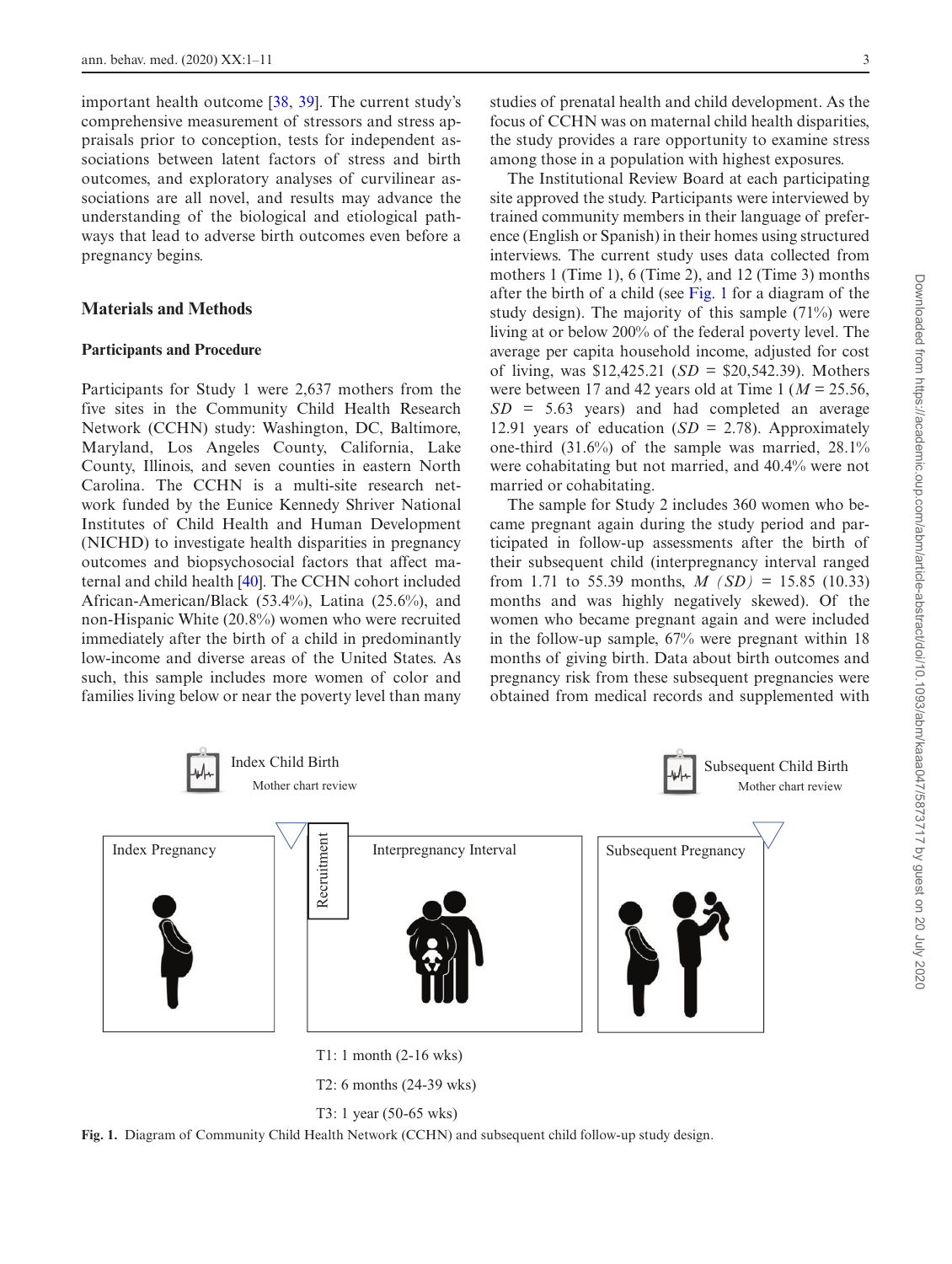important health outcome [38, 39]. The current study's comprehensive measurement of stressors and stress appraisals prior to conception, tests for independent associations between latent factors of stress and birth outcomes, and exploratory analyses of curvilinear associations are all novel, and results may advance the understanding of the biological and etiological pathways that lead to adverse birth outcomes even before a pregnancy begins.

## Materials and Methods

### Participants and Procedure

Participants for Study 1 were 2,637 mothers from the five sites in the Community Child Health Research Network (CCHN) study: Washington, DC, Baltimore, Maryland, Los Angeles County, California, Lake County, Illinois, and seven counties in eastern North Carolina. The CCHN is a multi-site research network funded by the Eunice Kennedy Shriver National Institutes of Child Health and Human Development (NICHD) to investigate health disparities in pregnancy outcomes and biopsychosocial factors that affect maternal and child health [40]. The CCHN cohort included African-American/Black (53.4%), Latina (25.6%), and non-Hispanic White (20.8%) women who were recruited immediately after the birth of a child in predominantly low-income and diverse areas of the United States. As such, this sample includes more women of color and families living below or near the poverty level than many studies of prenatal health and child development. As the focus of CCHN was on maternal child health disparities, the study provides a rare opportunity to examine stress among those in a population with highest exposures.

The Institutional Review Board at each participating site approved the study. Participants were interviewed by trained community members in their language of preference (English or Spanish) in their homes using structured interviews. The current study uses data collected from mothers 1 (Time 1), 6 (Time 2), and 12 (Time 3) months after the birth of a child (see Fig. 1 for a diagram of the study design). The majority of this sample (71%) were living at or below 200% of the federal poverty level. The average per capita household income, adjusted for cost of living, was $12,425.21 ($SD$ = $20,542.39). Mothers were between 17 and 42 years old at Time 1 ($M$ = 25.56, $SD$ = 5.63 years) and had completed an average 12.91 years of education ($SD$ = 2.78). Approximately one-third (31.6%) of the sample was married, 28.1% were cohabitating but not married, and 40.4% were not married or cohabitating.

The sample for Study 2 includes 360 women who became pregnant again during the study period and participated in follow-up assessments after the birth of their subsequent child (interpregnancy interval ranged from 1.71 to 55.39 months, $M$ $(SD)$ = 15.85 (10.33) months and was highly negatively skewed). Of the women who became pregnant again and were included in the follow-up sample, 67% were pregnant within 18 months of giving birth. Data about birth outcomes and pregnancy risk from these subsequent pregnancies were obtained from medical records and supplemented with

Index Child Birth
Mother chart review

Subsequent Child Birth
Mother chart review

Index Pregnancy | Recruitment | Interpregnancy Interval | Subsequent Pregnancy

T1: 1 month (2-16 wks)
T2: 6 months (24-39 wks)
T3: 1 year (50-65 wks)

**Fig. 1.** Diagram of Community Child Health Network (CCHN) and subsequent child follow-up study design.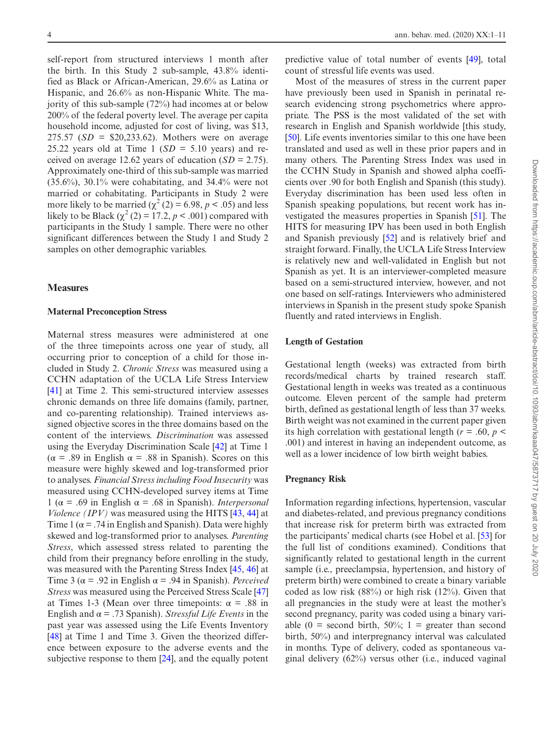self-report from structured interviews 1 month after the birth. In this Study 2 sub-sample, 43.8% identified as Black or African-American, 29.6% as Latina or Hispanic, and 26.6% as non-Hispanic White. The majority of this sub-sample (72%) had incomes at or below 200% of the federal poverty level. The average per capita household income, adjusted for cost of living, was $13, 275.57 (*SD* = $20,233.62). Mothers were on average 25.22 years old at Time 1 (*SD* = 5.10 years) and received on average 12.62 years of education (*SD* = 2.75). Approximately one-third of this sub-sample was married (35.6%), 30.1% were cohabitating, and 34.4% were not married or cohabitating. Participants in Study 2 were more likely to be married ($\chi^2$ (2) = 6.98, $p < .05$) and less likely to be Black ($\chi^2$ (2) = 17.2, $p < .001$) compared with participants in the Study 1 sample. There were no other significant differences between the Study 1 and Study 2 samples on other demographic variables.

## Measures

### Maternal Preconception Stress

Maternal stress measures were administered at one of the three timepoints across one year of study, all occurring prior to conception of a child for those included in Study 2. *Chronic Stress* was measured using a CCHN adaptation of the UCLA Life Stress Interview [41] at Time 2. This semi-structured interview assesses chronic demands on three life domains (family, partner, and co-parenting relationship). Trained interviews assigned objective scores in the three domains based on the content of the interviews. *Discrimination* was assessed using the Everyday Discrimination Scale [42] at Time 1 ($\alpha$ = .89 in English $\alpha$ = .88 in Spanish). Scores on this measure were highly skewed and log-transformed prior to analyses. *Financial Stress including Food Insecurity* was measured using CCHN-developed survey items at Time 1 ($\alpha$ = .69 in English $\alpha$ = .68 in Spanish). *Interpersonal Violence (IPV)* was measured using the HITS [43, 44] at Time 1 ($\alpha$ = .74 in English and Spanish). Data were highly skewed and log-transformed prior to analyses. *Parenting Stress*, which assessed stress related to parenting the child from their pregnancy before enrolling in the study, was measured with the Parenting Stress Index [45, 46] at Time 3 ($\alpha$ = .92 in English $\alpha$ = .94 in Spanish). *Perceived Stress* was measured using the Perceived Stress Scale [47] at Times 1-3 (Mean over three timepoints: $\alpha$ = .88 in English and $\alpha$ = .73 Spanish). *Stressful Life Events* in the past year was assessed using the Life Events Inventory [48] at Time 1 and Time 3. Given the theorized difference between exposure to the adverse events and the subjective response to them [24], and the equally potent predictive value of total number of events [49], total count of stressful life events was used.

Most of the measures of stress in the current paper have previously been used in Spanish in perinatal research evidencing strong psychometrics where appropriate. The PSS is the most validated of the set with research in English and Spanish worldwide [this study, [50]. Life events inventories similar to this one have been translated and used as well in these prior papers and in many others. The Parenting Stress Index was used in the CCHN Study in Spanish and showed alpha coefficients over .90 for both English and Spanish (this study). Everyday discrimination has been used less often in Spanish speaking populations, but recent work has investigated the measures properties in Spanish [51]. The HITS for measuring IPV has been used in both English and Spanish previously [52] and is relatively brief and straight forward. Finally, the UCLA Life Stress Interview is relatively new and well-validated in English but not Spanish as yet. It is an interviewer-completed measure based on a semi-structured interview, however, and not one based on self-ratings. Interviewers who administered interviews in Spanish in the present study spoke Spanish fluently and rated interviews in English.

### Length of Gestation

Gestational length (weeks) was extracted from birth records/medical charts by trained research staff. Gestational length in weeks was treated as a continuous outcome. Eleven percent of the sample had preterm birth, defined as gestational length of less than 37 weeks. Birth weight was not examined in the current paper given its high correlation with gestational length ($r = .60$, $p < .001$) and interest in having an independent outcome, as well as a lower incidence of low birth weight babies.

### Pregnancy Risk

Information regarding infections, hypertension, vascular and diabetes-related, and previous pregnancy conditions that increase risk for preterm birth was extracted from the participants' medical charts (see Hobel et al. [53] for the full list of conditions examined). Conditions that significantly related to gestational length in the current sample (i.e., preeclampsia, hypertension, and history of preterm birth) were combined to create a binary variable coded as low risk (88%) or high risk (12%). Given that all pregnancies in the study were at least the mother's second pregnancy, parity was coded using a binary variable (0 = second birth, 50%; 1 = greater than second birth, 50%) and interpregnancy interval was calculated in months. Type of delivery, coded as spontaneous vaginal delivery (62%) versus other (i.e., induced vaginal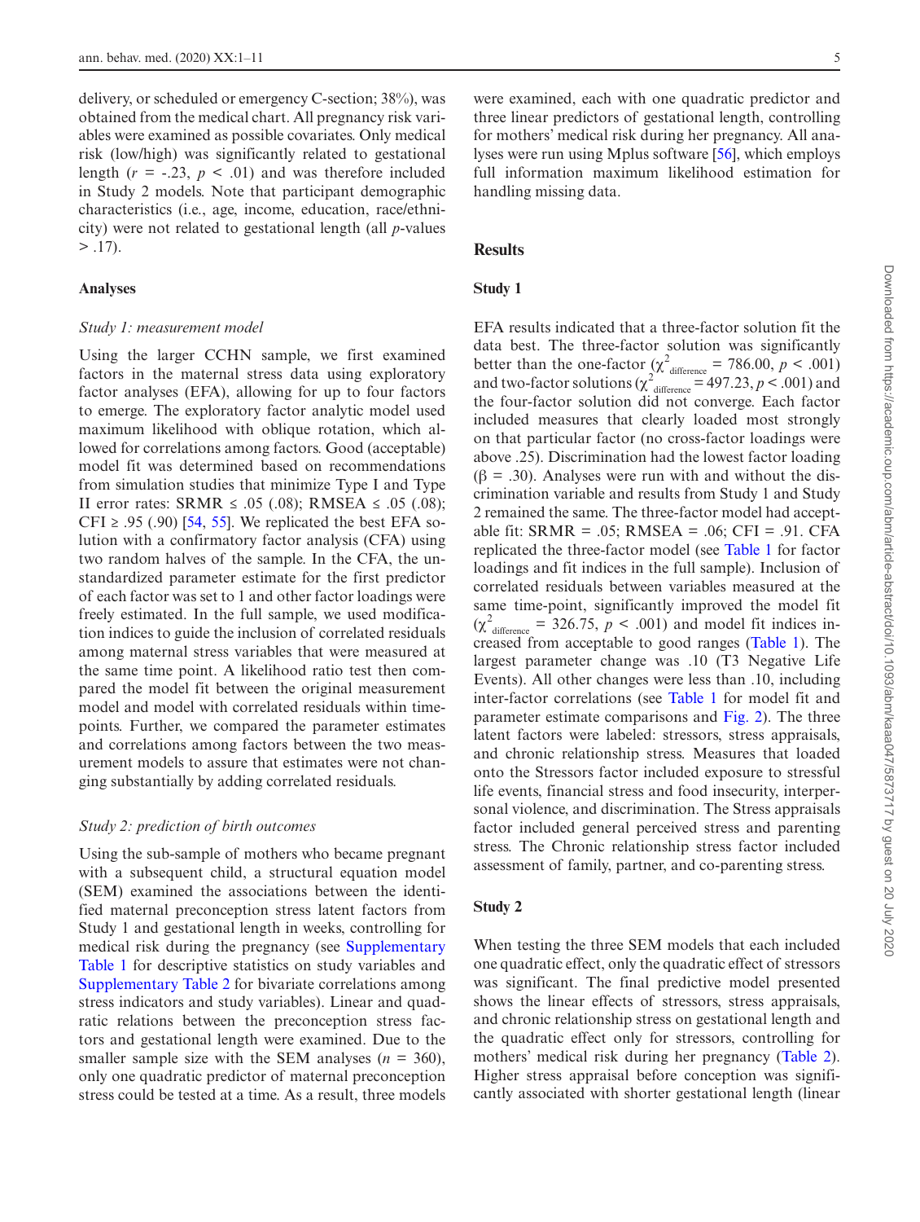delivery, or scheduled or emergency C-section; 38%), was obtained from the medical chart. All pregnancy risk variables were examined as possible covariates. Only medical risk (low/high) was significantly related to gestational length ($r$ = -.23, $p$ < .01) and was therefore included in Study 2 models. Note that participant demographic characteristics (i.e., age, income, education, race/ethnicity) were not related to gestational length (all $p$-values > .17).

### Analyses

*Study 1: measurement model*

Using the larger CCHN sample, we first examined factors in the maternal stress data using exploratory factor analyses (EFA), allowing for up to four factors to emerge. The exploratory factor analytic model used maximum likelihood with oblique rotation, which allowed for correlations among factors. Good (acceptable) model fit was determined based on recommendations from simulation studies that minimize Type I and Type II error rates: SRMR ≤ .05 (.08); RMSEA ≤ .05 (.08); CFI ≥ .95 (.90) [54, 55]. We replicated the best EFA solution with a confirmatory factor analysis (CFA) using two random halves of the sample. In the CFA, the unstandardized parameter estimate for the first predictor of each factor was set to 1 and other factor loadings were freely estimated. In the full sample, we used modification indices to guide the inclusion of correlated residuals among maternal stress variables that were measured at the same time point. A likelihood ratio test then compared the model fit between the original measurement model and model with correlated residuals within time-points. Further, we compared the parameter estimates and correlations among factors between the two measurement models to assure that estimates were not changing substantially by adding correlated residuals.

*Study 2: prediction of birth outcomes*

Using the sub-sample of mothers who became pregnant with a subsequent child, a structural equation model (SEM) examined the associations between the identified maternal preconception stress latent factors from Study 1 and gestational length in weeks, controlling for medical risk during the pregnancy (see Supplementary Table 1 for descriptive statistics on study variables and Supplementary Table 2 for bivariate correlations among stress indicators and study variables). Linear and quadratic relations between the preconception stress factors and gestational length were examined. Due to the smaller sample size with the SEM analyses ($n$ = 360), only one quadratic predictor of maternal preconception stress could be tested at a time. As a result, three models were examined, each with one quadratic predictor and three linear predictors of gestational length, controlling for mothers' medical risk during her pregnancy. All analyses were run using Mplus software [56], which employs full information maximum likelihood estimation for handling missing data.

## Results

### Study 1

EFA results indicated that a three-factor solution fit the data best. The three-factor solution was significantly better than the one-factor ($\chi^2_{\text{difference}}$ = 786.00, $p$ < .001) and two-factor solutions ($\chi^2_{\text{difference}}$ = 497.23, $p$ < .001) and the four-factor solution did not converge. Each factor included measures that clearly loaded most strongly on that particular factor (no cross-factor loadings were above .25). Discrimination had the lowest factor loading (β = .30). Analyses were run with and without the discrimination variable and results from Study 1 and Study 2 remained the same. The three-factor model had acceptable fit: SRMR = .05; RMSEA = .06; CFI = .91. CFA replicated the three-factor model (see Table 1 for factor loadings and fit indices in the full sample). Inclusion of correlated residuals between variables measured at the same time-point, significantly improved the model fit ($\chi^2_{\text{difference}}$ = 326.75, $p$ < .001) and model fit indices increased from acceptable to good ranges (Table 1). The largest parameter change was .10 (T3 Negative Life Events). All other changes were less than .10, including inter-factor correlations (see Table 1 for model fit and parameter estimate comparisons and Fig. 2). The three latent factors were labeled: stressors, stress appraisals, and chronic relationship stress. Measures that loaded onto the Stressors factor included exposure to stressful life events, financial stress and food insecurity, interpersonal violence, and discrimination. The Stress appraisals factor included general perceived stress and parenting stress. The Chronic relationship stress factor included assessment of family, partner, and co-parenting stress.

### Study 2

When testing the three SEM models that each included one quadratic effect, only the quadratic effect of stressors was significant. The final predictive model presented shows the linear effects of stressors, stress appraisals, and chronic relationship stress on gestational length and the quadratic effect only for stressors, controlling for mothers' medical risk during her pregnancy (Table 2). Higher stress appraisal before conception was significantly associated with shorter gestational length (linear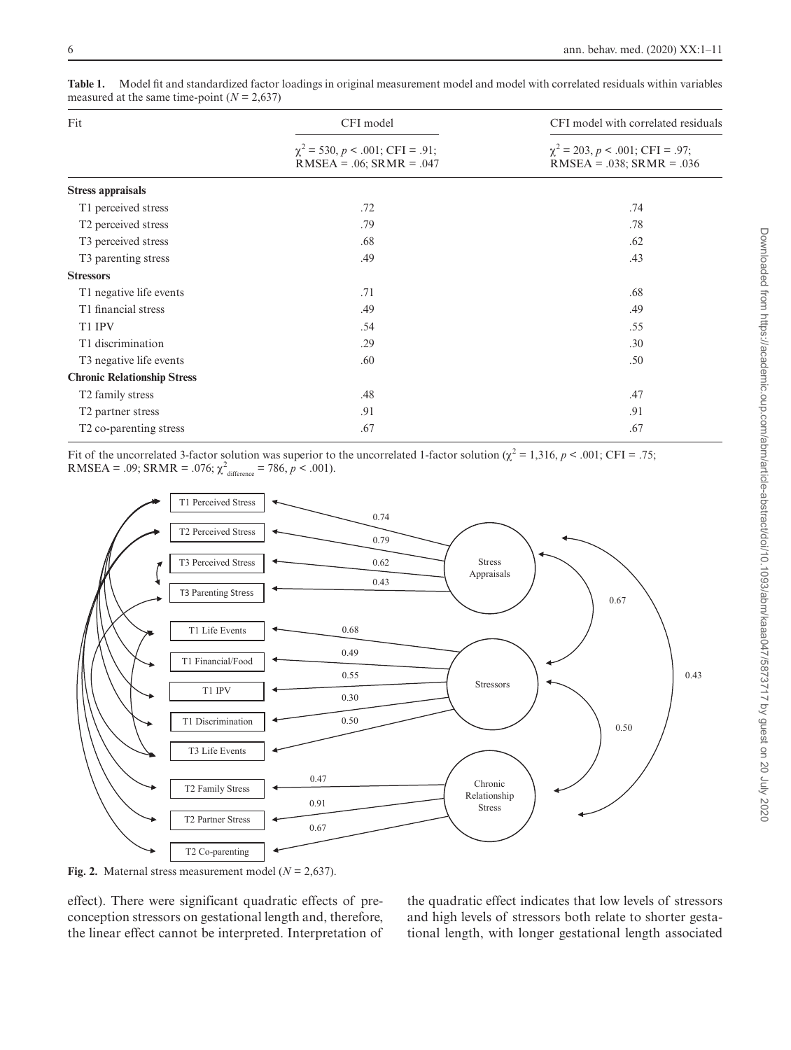**Table 1.** Model fit and standardized factor loadings in original measurement model and model with correlated residuals within variables measured at the same time-point ($N = 2{,}637$)

| Fit | CFI model | CFI model with correlated residuals |
|---|---|---|
| | $\chi^2 = 530$, $p < .001$; CFI = .91; RMSEA = .06; SRMR = .047 | $\chi^2 = 203$, $p < .001$; CFI = .97; RMSEA = .038; SRMR = .036 |
| **Stress appraisals** | | |
| T1 perceived stress | .72 | .74 |
| T2 perceived stress | .79 | .78 |
| T3 perceived stress | .68 | .62 |
| T3 parenting stress | .49 | .43 |
| **Stressors** | | |
| T1 negative life events | .71 | .68 |
| T1 financial stress | .49 | .49 |
| T1 IPV | .54 | .55 |
| T1 discrimination | .29 | .30 |
| T3 negative life events | .60 | .50 |
| **Chronic Relationship Stress** | | |
| T2 family stress | .48 | .47 |
| T2 partner stress | .91 | .91 |
| T2 co-parenting stress | .67 | .67 |

Fit of the uncorrelated 3-factor solution was superior to the uncorrelated 1-factor solution ($\chi^2 = 1{,}316$, $p < .001$; CFI = .75; RMSEA = .09; SRMR = .076; $\chi^2_{\text{difference}} = 786$, $p < .001$).

**Fig. 2.** Maternal stress measurement model ($N = 2{,}637$).

effect). There were significant quadratic effects of preconception stressors on gestational length and, therefore, the linear effect cannot be interpreted. Interpretation of the quadratic effect indicates that low levels of stressors and high levels of stressors both relate to shorter gestational length, with longer gestational length associated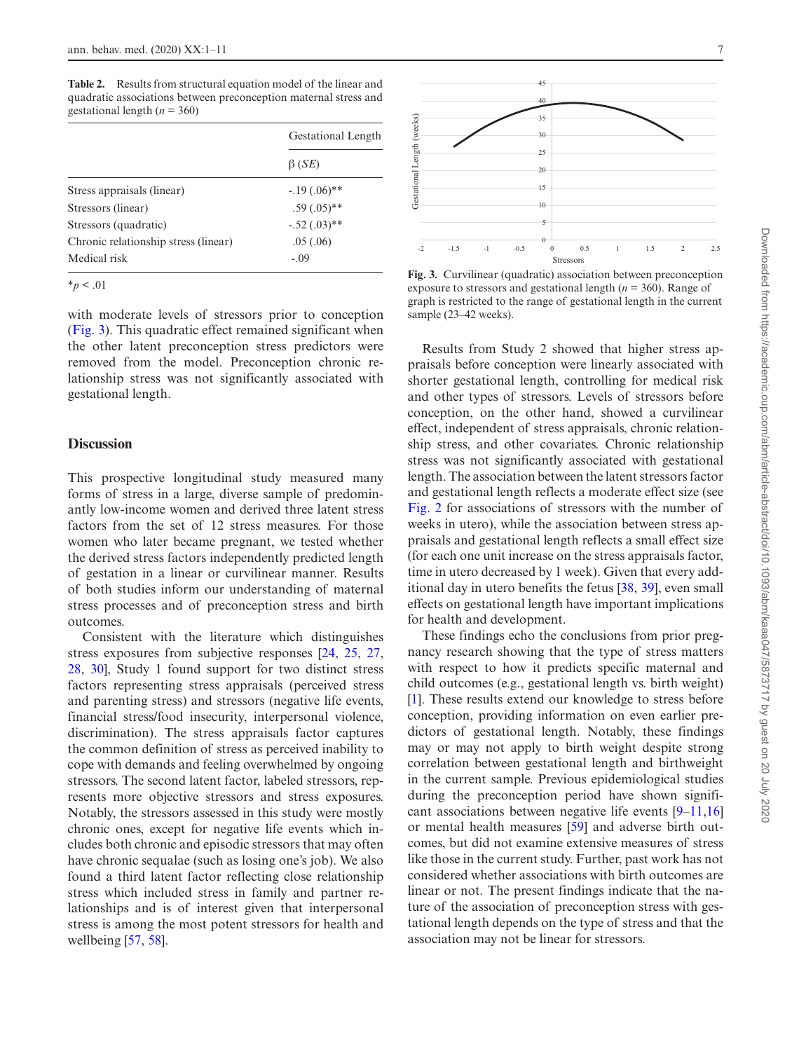**Table 2.** Results from structural equation model of the linear and quadratic associations between preconception maternal stress and gestational length ($n$ = 360)

| | Gestational Length |
|---|---|
| | β (*SE*) |
| Stress appraisals (linear) | -.19 (.06)** |
| Stressors (linear) | .59 (.05)** |
| Stressors (quadratic) | -.52 (.03)** |
| Chronic relationship stress (linear) | .05 (.06) |
| Medical risk | -.09 |

*$p$ < .01

with moderate levels of stressors prior to conception (Fig. 3). This quadratic effect remained significant when the other latent preconception stress predictors were removed from the model. Preconception chronic relationship stress was not significantly associated with gestational length.

**Fig. 3.** Curvilinear (quadratic) association between preconception exposure to stressors and gestational length ($n$ = 360). Range of graph is restricted to the range of gestational length in the current sample (23–42 weeks).

## Discussion

This prospective longitudinal study measured many forms of stress in a large, diverse sample of predominantly low-income women and derived three latent stress factors from the set of 12 stress measures. For those women who later became pregnant, we tested whether the derived stress factors independently predicted length of gestation in a linear or curvilinear manner. Results of both studies inform our understanding of maternal stress processes and of preconception stress and birth outcomes.

Consistent with the literature which distinguishes stress exposures from subjective responses [24, 25, 27, 28, 30], Study 1 found support for two distinct stress factors representing stress appraisals (perceived stress and parenting stress) and stressors (negative life events, financial stress/food insecurity, interpersonal violence, discrimination). The stress appraisals factor captures the common definition of stress as perceived inability to cope with demands and feeling overwhelmed by ongoing stressors. The second latent factor, labeled stressors, represents more objective stressors and stress exposures. Notably, the stressors assessed in this study were mostly chronic ones, except for negative life events which includes both chronic and episodic stressors that may often have chronic sequalae (such as losing one's job). We also found a third latent factor reflecting close relationship stress which included stress in family and partner relationships and is of interest given that interpersonal stress is among the most potent stressors for health and wellbeing [57, 58].

Results from Study 2 showed that higher stress appraisals before conception were linearly associated with shorter gestational length, controlling for medical risk and other types of stressors. Levels of stressors before conception, on the other hand, showed a curvilinear effect, independent of stress appraisals, chronic relationship stress, and other covariates. Chronic relationship stress was not significantly associated with gestational length. The association between the latent stressors factor and gestational length reflects a moderate effect size (see Fig. 2 for associations of stressors with the number of weeks in utero), while the association between stress appraisals and gestational length reflects a small effect size (for each one unit increase on the stress appraisals factor, time in utero decreased by 1 week). Given that every additional day in utero benefits the fetus [38, 39], even small effects on gestational length have important implications for health and development.

These findings echo the conclusions from prior pregnancy research showing that the type of stress matters with respect to how it predicts specific maternal and child outcomes (e.g., gestational length vs. birth weight) [1]. These results extend our knowledge to stress before conception, providing information on even earlier predictors of gestational length. Notably, these findings may or may not apply to birth weight despite strong correlation between gestational length and birthweight in the current sample. Previous epidemiological studies during the preconception period have shown significant associations between negative life events [9–11,16] or mental health measures [59] and adverse birth outcomes, but did not examine extensive measures of stress like those in the current study. Further, past work has not considered whether associations with birth outcomes are linear or not. The present findings indicate that the nature of the association of preconception stress with gestational length depends on the type of stress and that the association may not be linear for stressors.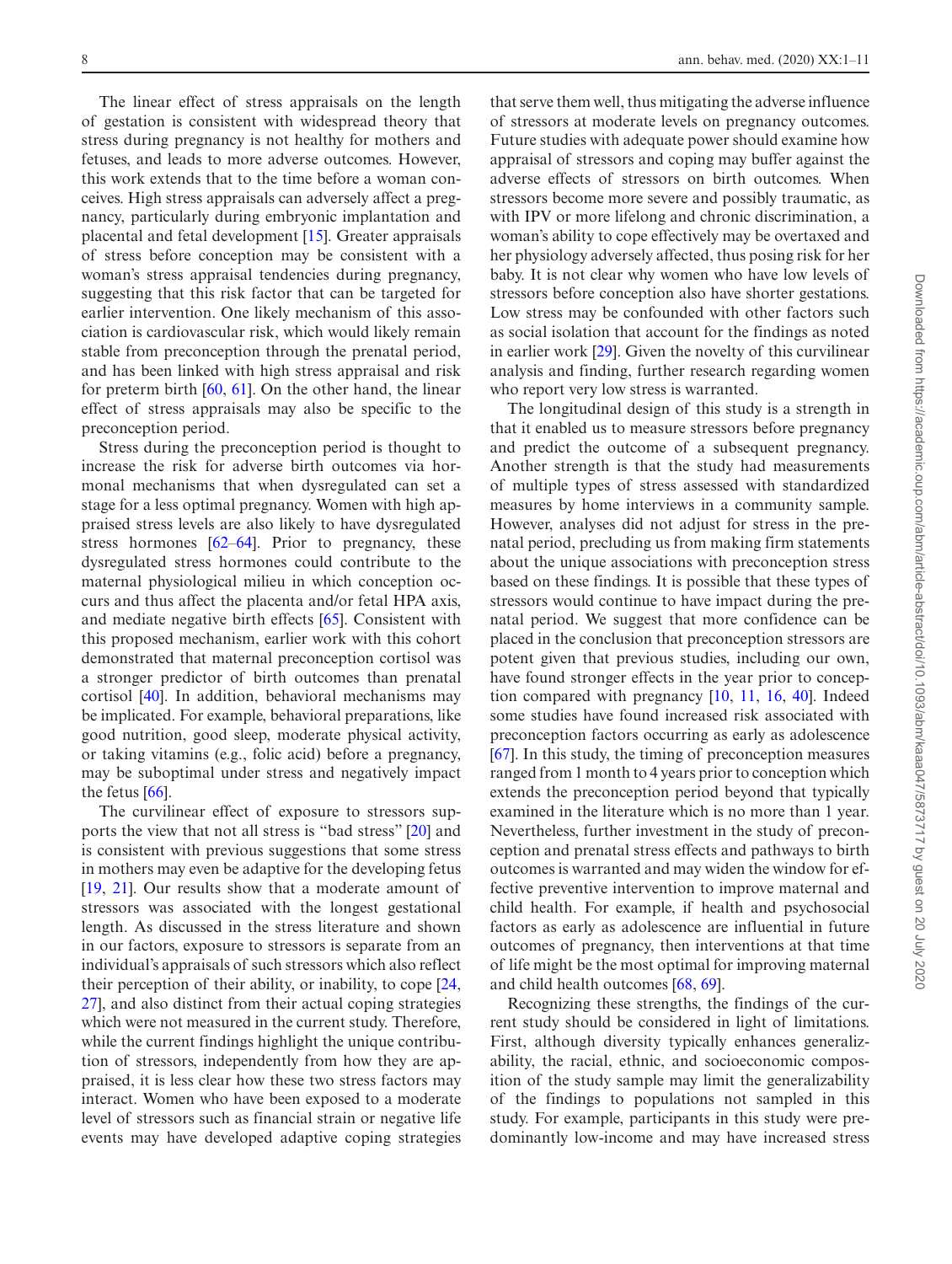The linear effect of stress appraisals on the length of gestation is consistent with widespread theory that stress during pregnancy is not healthy for mothers and fetuses, and leads to more adverse outcomes. However, this work extends that to the time before a woman conceives. High stress appraisals can adversely affect a pregnancy, particularly during embryonic implantation and placental and fetal development [15]. Greater appraisals of stress before conception may be consistent with a woman's stress appraisal tendencies during pregnancy, suggesting that this risk factor that can be targeted for earlier intervention. One likely mechanism of this association is cardiovascular risk, which would likely remain stable from preconception through the prenatal period, and has been linked with high stress appraisal and risk for preterm birth [60, 61]. On the other hand, the linear effect of stress appraisals may also be specific to the preconception period.

Stress during the preconception period is thought to increase the risk for adverse birth outcomes via hormonal mechanisms that when dysregulated can set a stage for a less optimal pregnancy. Women with high appraised stress levels are also likely to have dysregulated stress hormones [62–64]. Prior to pregnancy, these dysregulated stress hormones could contribute to the maternal physiological milieu in which conception occurs and thus affect the placenta and/or fetal HPA axis, and mediate negative birth effects [65]. Consistent with this proposed mechanism, earlier work with this cohort demonstrated that maternal preconception cortisol was a stronger predictor of birth outcomes than prenatal cortisol [40]. In addition, behavioral mechanisms may be implicated. For example, behavioral preparations, like good nutrition, good sleep, moderate physical activity, or taking vitamins (e.g., folic acid) before a pregnancy, may be suboptimal under stress and negatively impact the fetus [66].

The curvilinear effect of exposure to stressors supports the view that not all stress is "bad stress" [20] and is consistent with previous suggestions that some stress in mothers may even be adaptive for the developing fetus [19, 21]. Our results show that a moderate amount of stressors was associated with the longest gestational length. As discussed in the stress literature and shown in our factors, exposure to stressors is separate from an individual's appraisals of such stressors which also reflect their perception of their ability, or inability, to cope [24, 27], and also distinct from their actual coping strategies which were not measured in the current study. Therefore, while the current findings highlight the unique contribution of stressors, independently from how they are appraised, it is less clear how these two stress factors may interact. Women who have been exposed to a moderate level of stressors such as financial strain or negative life events may have developed adaptive coping strategies that serve them well, thus mitigating the adverse influence of stressors at moderate levels on pregnancy outcomes. Future studies with adequate power should examine how appraisal of stressors and coping may buffer against the adverse effects of stressors on birth outcomes. When stressors become more severe and possibly traumatic, as with IPV or more lifelong and chronic discrimination, a woman's ability to cope effectively may be overtaxed and her physiology adversely affected, thus posing risk for her baby. It is not clear why women who have low levels of stressors before conception also have shorter gestations. Low stress may be confounded with other factors such as social isolation that account for the findings as noted in earlier work [29]. Given the novelty of this curvilinear analysis and finding, further research regarding women who report very low stress is warranted.

The longitudinal design of this study is a strength in that it enabled us to measure stressors before pregnancy and predict the outcome of a subsequent pregnancy. Another strength is that the study had measurements of multiple types of stress assessed with standardized measures by home interviews in a community sample. However, analyses did not adjust for stress in the prenatal period, precluding us from making firm statements about the unique associations with preconception stress based on these findings. It is possible that these types of stressors would continue to have impact during the prenatal period. We suggest that more confidence can be placed in the conclusion that preconception stressors are potent given that previous studies, including our own, have found stronger effects in the year prior to conception compared with pregnancy [10, 11, 16, 40]. Indeed some studies have found increased risk associated with preconception factors occurring as early as adolescence [67]. In this study, the timing of preconception measures ranged from 1 month to 4 years prior to conception which extends the preconception period beyond that typically examined in the literature which is no more than 1 year. Nevertheless, further investment in the study of preconception and prenatal stress effects and pathways to birth outcomes is warranted and may widen the window for effective preventive intervention to improve maternal and child health. For example, if health and psychosocial factors as early as adolescence are influential in future outcomes of pregnancy, then interventions at that time of life might be the most optimal for improving maternal and child health outcomes [68, 69].

Recognizing these strengths, the findings of the current study should be considered in light of limitations. First, although diversity typically enhances generalizability, the racial, ethnic, and socioeconomic composition of the study sample may limit the generalizability of the findings to populations not sampled in this study. For example, participants in this study were predominantly low-income and may have increased stress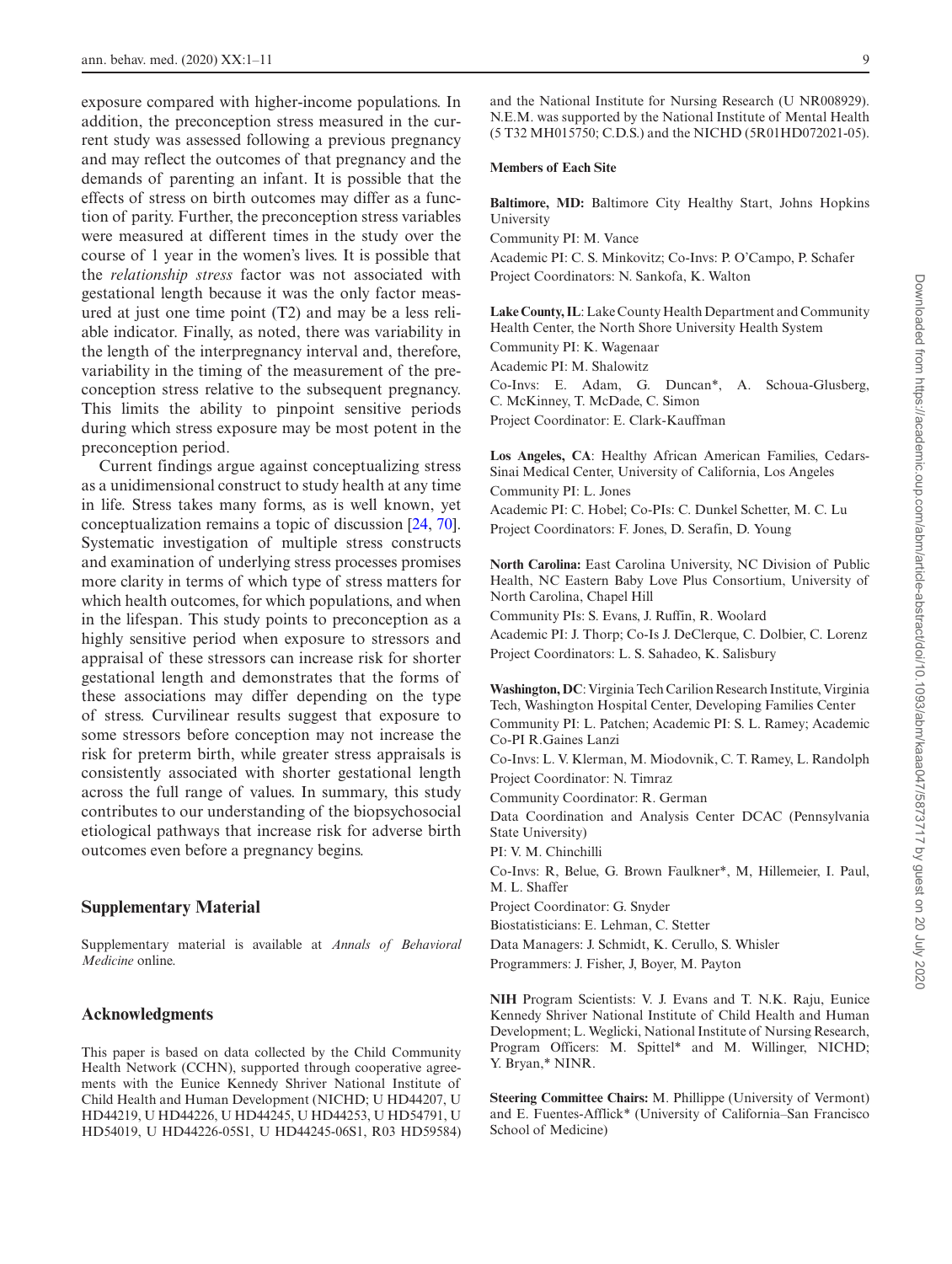exposure compared with higher-income populations. In addition, the preconception stress measured in the current study was assessed following a previous pregnancy and may reflect the outcomes of that pregnancy and the demands of parenting an infant. It is possible that the effects of stress on birth outcomes may differ as a function of parity. Further, the preconception stress variables were measured at different times in the study over the course of 1 year in the women's lives. It is possible that the *relationship stress* factor was not associated with gestational length because it was the only factor measured at just one time point (T2) and may be a less reliable indicator. Finally, as noted, there was variability in the length of the interpregnancy interval and, therefore, variability in the timing of the measurement of the preconception stress relative to the subsequent pregnancy. This limits the ability to pinpoint sensitive periods during which stress exposure may be most potent in the preconception period.

Current findings argue against conceptualizing stress as a unidimensional construct to study health at any time in life. Stress takes many forms, as is well known, yet conceptualization remains a topic of discussion [24, 70]. Systematic investigation of multiple stress constructs and examination of underlying stress processes promises more clarity in terms of which type of stress matters for which health outcomes, for which populations, and when in the lifespan. This study points to preconception as a highly sensitive period when exposure to stressors and appraisal of these stressors can increase risk for shorter gestational length and demonstrates that the forms of these associations may differ depending on the type of stress. Curvilinear results suggest that exposure to some stressors before conception may not increase the risk for preterm birth, while greater stress appraisals is consistently associated with shorter gestational length across the full range of values. In summary, this study contributes to our understanding of the biopsychosocial etiological pathways that increase risk for adverse birth outcomes even before a pregnancy begins.

## Supplementary Material

Supplementary material is available at *Annals of Behavioral Medicine* online.

## Acknowledgments

This paper is based on data collected by the Child Community Health Network (CCHN), supported through cooperative agreements with the Eunice Kennedy Shriver National Institute of Child Health and Human Development (NICHD; U HD44207, U HD44219, U HD44226, U HD44245, U HD44253, U HD54791, U HD54019, U HD44226-05S1, U HD44245-06S1, R03 HD59584) and the National Institute for Nursing Research (U NR008929). N.E.M. was supported by the National Institute of Mental Health (5 T32 MH015750; C.D.S.) and the NICHD (5R01HD072021-05).

**Members of Each Site**

**Baltimore, MD:** Baltimore City Healthy Start, Johns Hopkins University

Community PI: M. Vance

Academic PI: C. S. Minkovitz; Co-Invs: P. O'Campo, P. Schafer

Project Coordinators: N. Sankofa, K. Walton

**Lake County, IL**: Lake County Health Department and Community Health Center, the North Shore University Health System

Community PI: K. Wagenaar

Academic PI: M. Shalowitz

Co-Invs: E. Adam, G. Duncan*, A. Schoua-Glusberg, C. McKinney, T. McDade, C. Simon

Project Coordinator: E. Clark-Kauffman

**Los Angeles, CA**: Healthy African American Families, Cedars-Sinai Medical Center, University of California, Los Angeles

Community PI: L. Jones

Academic PI: C. Hobel; Co-PIs: C. Dunkel Schetter, M. C. Lu

Project Coordinators: F. Jones, D. Serafin, D. Young

**North Carolina:** East Carolina University, NC Division of Public Health, NC Eastern Baby Love Plus Consortium, University of North Carolina, Chapel Hill

Community PIs: S. Evans, J. Ruffin, R. Woolard

Academic PI: J. Thorp; Co-Is J. DeClerque, C. Dolbier, C. Lorenz

Project Coordinators: L. S. Sahadeo, K. Salisbury

**Washington, DC**: Virginia Tech Carilion Research Institute, Virginia Tech, Washington Hospital Center, Developing Families Center

Community PI: L. Patchen; Academic PI: S. L. Ramey; Academic Co-PI R.Gaines Lanzi

Co-Invs: L. V. Klerman, M. Miodovnik, C. T. Ramey, L. Randolph

Project Coordinator: N. Timraz

Community Coordinator: R. German

Data Coordination and Analysis Center DCAC (Pennsylvania State University)

PI: V. M. Chinchilli

Co-Invs: R, Belue, G. Brown Faulkner*, M, Hillemeier, I. Paul, M. L. Shaffer

Project Coordinator: G. Snyder

Biostatisticians: E. Lehman, C. Stetter

Data Managers: J. Schmidt, K. Cerullo, S. Whisler

Programmers: J. Fisher, J, Boyer, M. Payton

**NIH** Program Scientists: V. J. Evans and T. N.K. Raju, Eunice Kennedy Shriver National Institute of Child Health and Human Development; L. Weglicki, National Institute of Nursing Research, Program Officers: M. Spittel* and M. Willinger, NICHD; Y. Bryan,* NINR.

**Steering Committee Chairs:** M. Phillippe (University of Vermont) and E. Fuentes-Afflick* (University of California–San Francisco School of Medicine)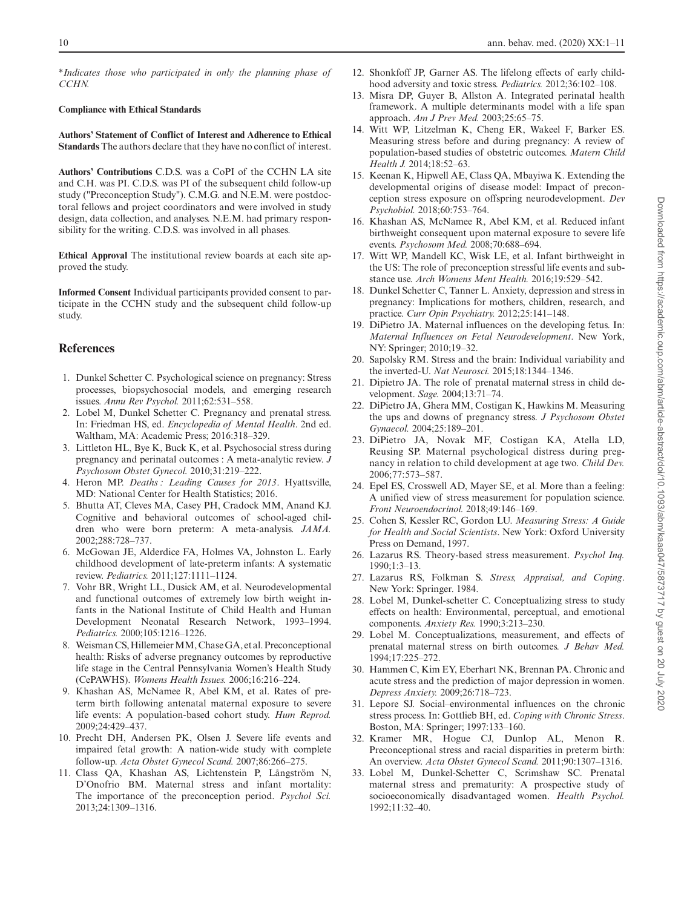*Indicates those who participated in only the planning phase of CCHN.

**Compliance with Ethical Standards**

**Authors' Statement of Conflict of Interest and Adherence to Ethical Standards** The authors declare that they have no conflict of interest.

**Authors' Contributions** C.D.S. was a CoPI of the CCHN LA site and C.H. was PI. C.D.S. was PI of the subsequent child follow-up study ("Preconception Study"). C.M.G. and N.E.M. were postdoctoral fellows and project coordinators and were involved in study design, data collection, and analyses. N.E.M. had primary responsibility for the writing. C.D.S. was involved in all phases.

**Ethical Approval** The institutional review boards at each site approved the study.

**Informed Consent** Individual participants provided consent to participate in the CCHN study and the subsequent child follow-up study.

## References

1. Dunkel Schetter C. Psychological science on pregnancy: Stress processes, biopsychosocial models, and emerging research issues. *Annu Rev Psychol.* 2011;62:531–558.
2. Lobel M, Dunkel Schetter C. Pregnancy and prenatal stress. In: Friedman HS, ed. *Encyclopedia of Mental Health*. 2nd ed. Waltham, MA: Academic Press; 2016:318–329.
3. Littleton HL, Bye K, Buck K, et al. Psychosocial stress during pregnancy and perinatal outcomes : A meta-analytic review. *J Psychosom Obstet Gynecol.* 2010;31:219–222.
4. Heron MP. *Deaths : Leading Causes for 2013*. Hyattsville, MD: National Center for Health Statistics; 2016.
5. Bhutta AT, Cleves MA, Casey PH, Cradock MM, Anand KJ. Cognitive and behavioral outcomes of school-aged children who were born preterm: A meta-analysis. *JAMA.* 2002;288:728–737.
6. McGowan JE, Alderdice FA, Holmes VA, Johnston L. Early childhood development of late-preterm infants: A systematic review. *Pediatrics.* 2011;127:1111–1124.
7. Vohr BR, Wright LL, Dusick AM, et al. Neurodevelopmental and functional outcomes of extremely low birth weight infants in the National Institute of Child Health and Human Development Neonatal Research Network, 1993–1994. *Pediatrics.* 2000;105:1216–1226.
8. Weisman CS, Hillemeier MM, Chase GA, et al. Preconceptional health: Risks of adverse pregnancy outcomes by reproductive life stage in the Central Pennsylvania Women's Health Study (CePAWHS). *Womens Health Issues.* 2006;16:216–224.
9. Khashan AS, McNamee R, Abel KM, et al. Rates of preterm birth following antenatal maternal exposure to severe life events: A population-based cohort study. *Hum Reprod.* 2009;24:429–437.
10. Precht DH, Andersen PK, Olsen J. Severe life events and impaired fetal growth: A nation-wide study with complete follow-up. *Acta Obstet Gynecol Scand.* 2007;86:266–275.
11. Class QA, Khashan AS, Lichtenstein P, Långström N, D'Onofrio BM. Maternal stress and infant mortality: The importance of the preconception period. *Psychol Sci.* 2013;24:1309–1316.
12. Shonkfoff JP, Garner AS. The lifelong effects of early childhood adversity and toxic stress. *Pediatrics.* 2012;36:102–108.
13. Misra DP, Guyer B, Allston A. Integrated perinatal health framework. A multiple determinants model with a life span approach. *Am J Prev Med.* 2003;25:65–75.
14. Witt WP, Litzelman K, Cheng ER, Wakeel F, Barker ES. Measuring stress before and during pregnancy: A review of population-based studies of obstetric outcomes. *Matern Child Health J.* 2014;18:52–63.
15. Keenan K, Hipwell AE, Class QA, Mbayiwa K. Extending the developmental origins of disease model: Impact of preconception stress exposure on offspring neurodevelopment. *Dev Psychobiol.* 2018;60:753–764.
16. Khashan AS, McNamee R, Abel KM, et al. Reduced infant birthweight consequent upon maternal exposure to severe life events. *Psychosom Med.* 2008;70:688–694.
17. Witt WP, Mandell KC, Wisk LE, et al. Infant birthweight in the US: The role of preconception stressful life events and substance use. *Arch Womens Ment Health.* 2016;19:529–542.
18. Dunkel Schetter C, Tanner L. Anxiety, depression and stress in pregnancy: Implications for mothers, children, research, and practice. *Curr Opin Psychiatry.* 2012;25:141–148.
19. DiPietro JA. Maternal influences on the developing fetus. In: *Maternal Influences on Fetal Neurodevelopment*. New York, NY: Springer; 2010;19–32.
20. Sapolsky RM. Stress and the brain: Individual variability and the inverted-U. *Nat Neurosci.* 2015;18:1344–1346.
21. Dipietro JA. The role of prenatal maternal stress in child development. *Sage.* 2004;13:71–74.
22. DiPietro JA, Ghera MM, Costigan K, Hawkins M. Measuring the ups and downs of pregnancy stress. *J Psychosom Obstet Gynaecol.* 2004;25:189–201.
23. DiPietro JA, Novak MF, Costigan KA, Atella LD, Reusing SP. Maternal psychological distress during pregnancy in relation to child development at age two. *Child Dev.* 2006;77:573–587.
24. Epel ES, Crosswell AD, Mayer SE, et al. More than a feeling: A unified view of stress measurement for population science. *Front Neuroendocrinol.* 2018;49:146–169.
25. Cohen S, Kessler RC, Gordon LU. *Measuring Stress: A Guide for Health and Social Scientists*. New York: Oxford University Press on Demand, 1997.
26. Lazarus RS. Theory-based stress measurement. *Psychol Inq.* 1990;1:3–13.
27. Lazarus RS, Folkman S. *Stress, Appraisal, and Coping*. New York: Springer. 1984.
28. Lobel M, Dunkel-schetter C. Conceptualizing stress to study effects on health: Environmental, perceptual, and emotional components. *Anxiety Res.* 1990;3:213–230.
29. Lobel M. Conceptualizations, measurement, and effects of prenatal maternal stress on birth outcomes. *J Behav Med.* 1994;17:225–272.
30. Hammen C, Kim EY, Eberhart NK, Brennan PA. Chronic and acute stress and the prediction of major depression in women. *Depress Anxiety.* 2009;26:718–723.
31. Lepore SJ. Social–environmental influences on the chronic stress process. In: Gottlieb BH, ed. *Coping with Chronic Stress*. Boston, MA: Springer; 1997:133–160.
32. Kramer MR, Hogue CJ, Dunlop AL, Menon R. Preconceptional stress and racial disparities in preterm birth: An overview. *Acta Obstet Gynecol Scand.* 2011;90:1307–1316.
33. Lobel M, Dunkel-Schetter C, Scrimshaw SC. Prenatal maternal stress and prematurity: A prospective study of socioeconomically disadvantaged women. *Health Psychol.* 1992;11:32–40.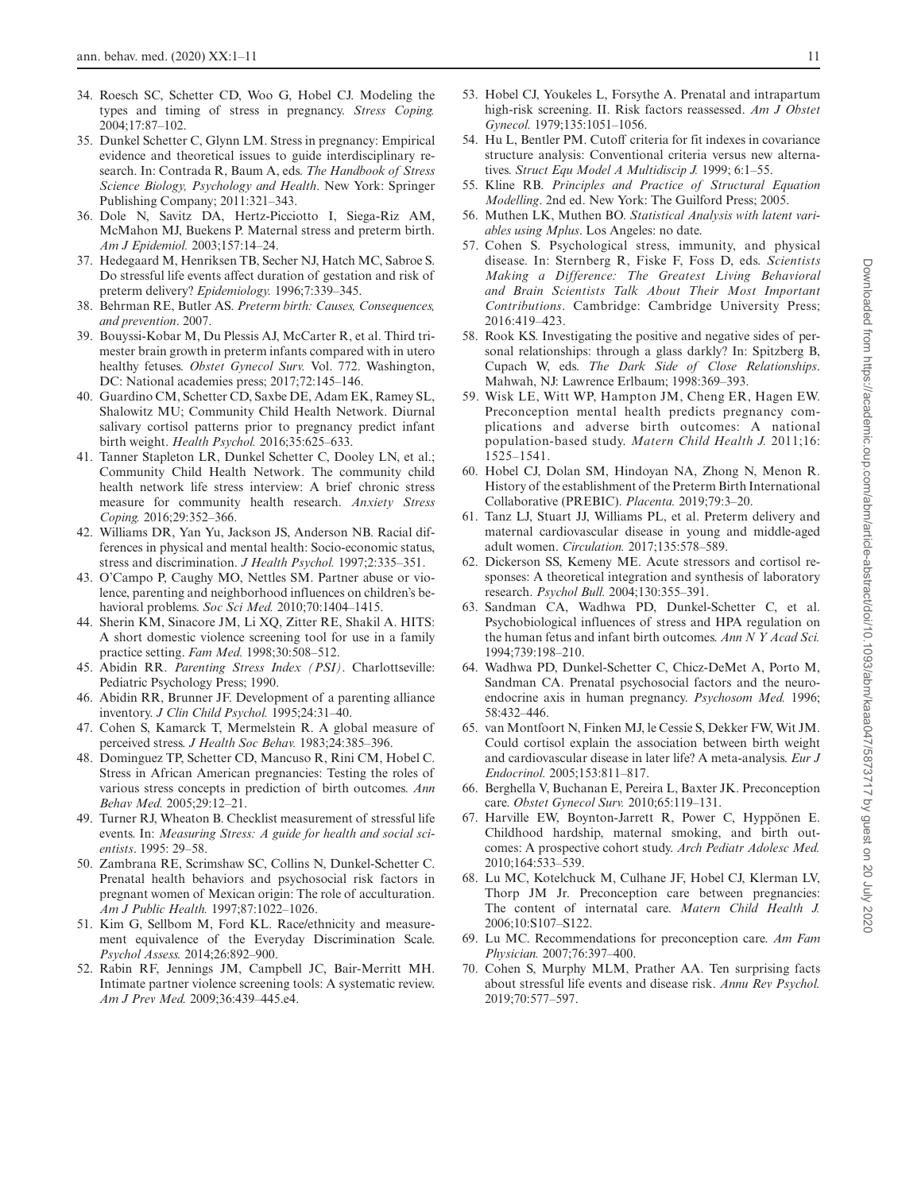34. Roesch SC, Schetter CD, Woo G, Hobel CJ. Modeling the types and timing of stress in pregnancy. *Stress Coping.* 2004;17:87–102.
35. Dunkel Schetter C, Glynn LM. Stress in pregnancy: Empirical evidence and theoretical issues to guide interdisciplinary research. In: Contrada R, Baum A, eds. *The Handbook of Stress Science Biology, Psychology and Health*. New York: Springer Publishing Company; 2011:321–343.
36. Dole N, Savitz DA, Hertz-Picciotto I, Siega-Riz AM, McMahon MJ, Buekens P. Maternal stress and preterm birth. *Am J Epidemiol.* 2003;157:14–24.
37. Hedegaard M, Henriksen TB, Secher NJ, Hatch MC, Sabroe S. Do stressful life events affect duration of gestation and risk of preterm delivery? *Epidemiology.* 1996;7:339–345.
38. Behrman RE, Butler AS. *Preterm birth: Causes, Consequences, and prevention*. 2007.
39. Bouyssi-Kobar M, Du Plessis AJ, McCarter R, et al. Third trimester brain growth in preterm infants compared with in utero healthy fetuses. *Obstet Gynecol Surv.* Vol. 772. Washington, DC: National academies press; 2017;72:145–146.
40. Guardino CM, Schetter CD, Saxbe DE, Adam EK, Ramey SL, Shalowitz MU; Community Child Health Network. Diurnal salivary cortisol patterns prior to pregnancy predict infant birth weight. *Health Psychol.* 2016;35:625–633.
41. Tanner Stapleton LR, Dunkel Schetter C, Dooley LN, et al.; Community Child Health Network. The community child health network life stress interview: A brief chronic stress measure for community health research. *Anxiety Stress Coping.* 2016;29:352–366.
42. Williams DR, Yan Yu, Jackson JS, Anderson NB. Racial differences in physical and mental health: Socio-economic status, stress and discrimination. *J Health Psychol.* 1997;2:335–351.
43. O'Campo P, Caughy MO, Nettles SM. Partner abuse or violence, parenting and neighborhood influences on children's behavioral problems. *Soc Sci Med.* 2010;70:1404–1415.
44. Sherin KM, Sinacore JM, Li XQ, Zitter RE, Shakil A. HITS: A short domestic violence screening tool for use in a family practice setting. *Fam Med.* 1998;30:508–512.
45. Abidin RR. *Parenting Stress Index (PSI)*. Charlottseville: Pediatric Psychology Press; 1990.
46. Abidin RR, Brunner JF. Development of a parenting alliance inventory. *J Clin Child Psychol.* 1995;24:31–40.
47. Cohen S, Kamarck T, Mermelstein R. A global measure of perceived stress. *J Health Soc Behav.* 1983;24:385–396.
48. Dominguez TP, Schetter CD, Mancuso R, Rini CM, Hobel C. Stress in African American pregnancies: Testing the roles of various stress concepts in prediction of birth outcomes. *Ann Behav Med.* 2005;29:12–21.
49. Turner RJ, Wheaton B. Checklist measurement of stressful life events. In: *Measuring Stress: A guide for health and social scientists*. 1995: 29–58.
50. Zambrana RE, Scrimshaw SC, Collins N, Dunkel-Schetter C. Prenatal health behaviors and psychosocial risk factors in pregnant women of Mexican origin: The role of acculturation. *Am J Public Health.* 1997;87:1022–1026.
51. Kim G, Sellbom M, Ford KL. Race/ethnicity and measurement equivalence of the Everyday Discrimination Scale. *Psychol Assess.* 2014;26:892–900.
52. Rabin RF, Jennings JM, Campbell JC, Bair-Merritt MH. Intimate partner violence screening tools: A systematic review. *Am J Prev Med.* 2009;36:439–445.e4.
53. Hobel CJ, Youkeles L, Forsythe A. Prenatal and intrapartum high-risk screening. II. Risk factors reassessed. *Am J Obstet Gynecol.* 1979;135:1051–1056.
54. Hu L, Bentler PM. Cutoff criteria for fit indexes in covariance structure analysis: Conventional criteria versus new alternatives. *Struct Equ Model A Multidiscip J.* 1999; 6:1–55.
55. Kline RB. *Principles and Practice of Structural Equation Modelling*. 2nd ed. New York: The Guilford Press; 2005.
56. Muthen LK, Muthen BO. *Statistical Analysis with latent variables using Mplus*. Los Angeles: no date.
57. Cohen S. Psychological stress, immunity, and physical disease. In: Sternberg R, Fiske F, Foss D, eds. *Scientists Making a Difference: The Greatest Living Behavioral and Brain Scientists Talk About Their Most Important Contributions*. Cambridge: Cambridge University Press; 2016:419–423.
58. Rook KS. Investigating the positive and negative sides of personal relationships: through a glass darkly? In: Spitzberg B, Cupach W, eds. *The Dark Side of Close Relationships*. Mahwah, NJ: Lawrence Erlbaum; 1998:369–393.
59. Wisk LE, Witt WP, Hampton JM, Cheng ER, Hagen EW. Preconception mental health predicts pregnancy complications and adverse birth outcomes: A national population-based study. *Matern Child Health J.* 2011;16: 1525–1541.
60. Hobel CJ, Dolan SM, Hindoyan NA, Zhong N, Menon R. History of the establishment of the Preterm Birth International Collaborative (PREBIC). *Placenta.* 2019;79:3–20.
61. Tanz LJ, Stuart JJ, Williams PL, et al. Preterm delivery and maternal cardiovascular disease in young and middle-aged adult women. *Circulation.* 2017;135:578–589.
62. Dickerson SS, Kemeny ME. Acute stressors and cortisol responses: A theoretical integration and synthesis of laboratory research. *Psychol Bull.* 2004;130:355–391.
63. Sandman CA, Wadhwa PD, Dunkel-Schetter C, et al. Psychobiological influences of stress and HPA regulation on the human fetus and infant birth outcomes. *Ann N Y Acad Sci.* 1994;739:198–210.
64. Wadhwa PD, Dunkel-Schetter C, Chicz-DeMet A, Porto M, Sandman CA. Prenatal psychosocial factors and the neuroendocrine axis in human pregnancy. *Psychosom Med.* 1996; 58:432–446.
65. van Montfoort N, Finken MJ, le Cessie S, Dekker FW, Wit JM. Could cortisol explain the association between birth weight and cardiovascular disease in later life? A meta-analysis. *Eur J Endocrinol.* 2005;153:811–817.
66. Berghella V, Buchanan E, Pereira L, Baxter JK. Preconception care. *Obstet Gynecol Surv.* 2010;65:119–131.
67. Harville EW, Boynton-Jarrett R, Power C, Hyppönen E. Childhood hardship, maternal smoking, and birth outcomes: A prospective cohort study. *Arch Pediatr Adolesc Med.* 2010;164:533–539.
68. Lu MC, Kotelchuck M, Culhane JF, Hobel CJ, Klerman LV, Thorp JM Jr. Preconception care between pregnancies: The content of internatal care. *Matern Child Health J.* 2006;10:S107–S122.
69. Lu MC. Recommendations for preconception care. *Am Fam Physician.* 2007;76:397–400.
70. Cohen S, Murphy MLM, Prather AA. Ten surprising facts about stressful life events and disease risk. *Annu Rev Psychol.* 2019;70:577–597.